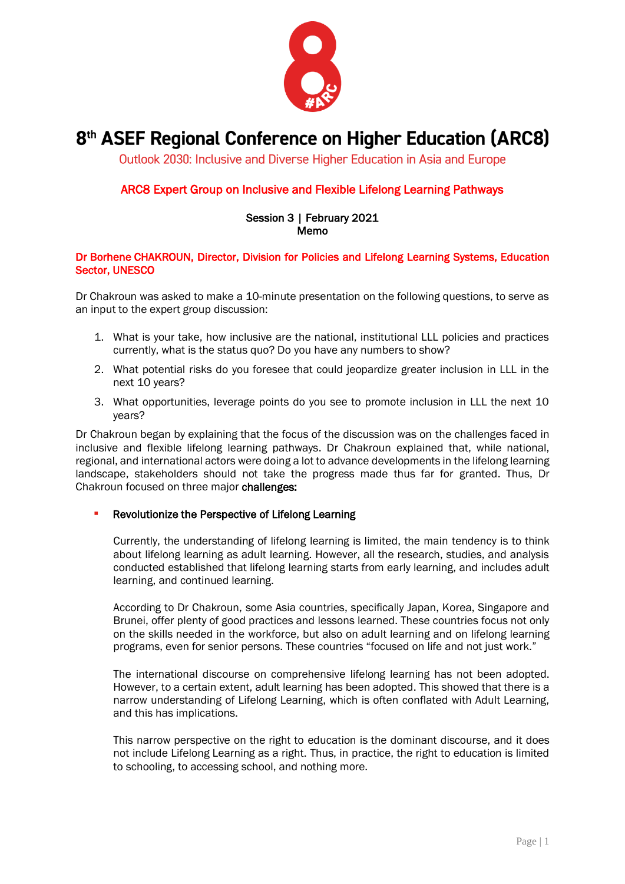# 8th ASEF Regional Conference on Higher Education (ARC8)

Outlook 2030: Inclusive and Diverse Higher Education in Asia and Europe

## ARC8 Expert Group on Inclusive and Flexible Lifelong Learning Pathways

**Session 3 | February 2021**
**Memo**

**Dr Borhene CHAKROUN, Director, Division for Policies and Lifelong Learning Systems, Education Sector, UNESCO**

Dr Chakroun was asked to make a 10-minute presentation on the following questions, to serve as an input to the expert group discussion:

1. What is your take, how inclusive are the national, institutional LLL policies and practices currently, what is the status quo? Do you have any numbers to show?
2. What potential risks do you foresee that could jeopardize greater inclusion in LLL in the next 10 years?
3. What opportunities, leverage points do you see to promote inclusion in LLL the next 10 years?

Dr Chakroun began by explaining that the focus of the discussion was on the challenges faced in inclusive and flexible lifelong learning pathways. Dr Chakroun explained that, while national, regional, and international actors were doing a lot to advance developments in the lifelong learning landscape, stakeholders should not take the progress made thus far for granted. Thus, Dr Chakroun focused on three major **challenges:**

- **Revolutionize the Perspective of Lifelong Learning**

  Currently, the understanding of lifelong learning is limited, the main tendency is to think about lifelong learning as adult learning. However, all the research, studies, and analysis conducted established that lifelong learning starts from early learning, and includes adult learning, and continued learning.

  According to Dr Chakroun, some Asia countries, specifically Japan, Korea, Singapore and Brunei, offer plenty of good practices and lessons learned. These countries focus not only on the skills needed in the workforce, but also on adult learning and on lifelong learning programs, even for senior persons. These countries "focused on life and not just work."

  The international discourse on comprehensive lifelong learning has not been adopted. However, to a certain extent, adult learning has been adopted. This showed that there is a narrow understanding of Lifelong Learning, which is often conflated with Adult Learning, and this has implications.

  This narrow perspective on the right to education is the dominant discourse, and it does not include Lifelong Learning as a right. Thus, in practice, the right to education is limited to schooling, to accessing school, and nothing more.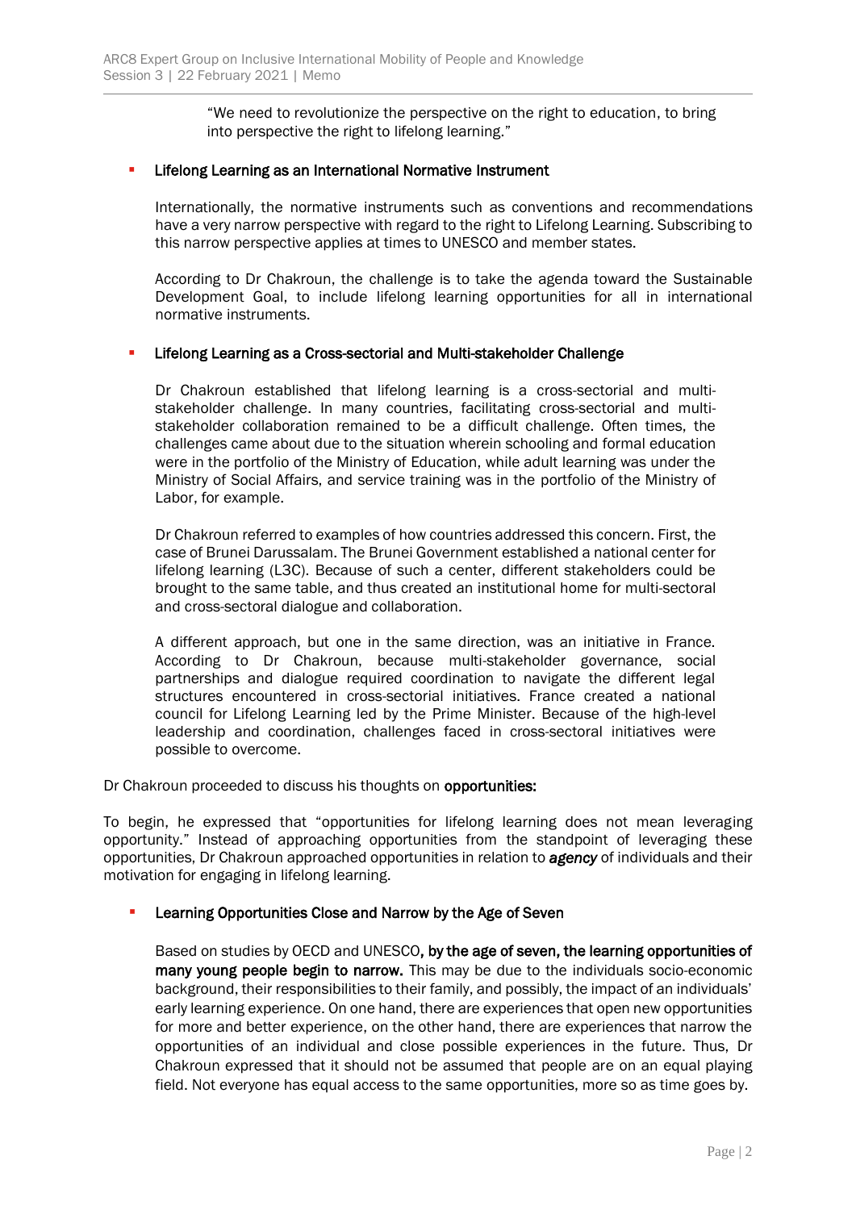"We need to revolutionize the perspective on the right to education, to bring into perspective the right to lifelong learning."

- **Lifelong Learning as an International Normative Instrument**

  Internationally, the normative instruments such as conventions and recommendations have a very narrow perspective with regard to the right to Lifelong Learning. Subscribing to this narrow perspective applies at times to UNESCO and member states.

  According to Dr Chakroun, the challenge is to take the agenda toward the Sustainable Development Goal, to include lifelong learning opportunities for all in international normative instruments.

- **Lifelong Learning as a Cross-sectorial and Multi-stakeholder Challenge**

  Dr Chakroun established that lifelong learning is a cross-sectorial and multi-stakeholder challenge. In many countries, facilitating cross-sectorial and multi-stakeholder collaboration remained to be a difficult challenge. Often times, the challenges came about due to the situation wherein schooling and formal education were in the portfolio of the Ministry of Education, while adult learning was under the Ministry of Social Affairs, and service training was in the portfolio of the Ministry of Labor, for example.

  Dr Chakroun referred to examples of how countries addressed this concern. First, the case of Brunei Darussalam. The Brunei Government established a national center for lifelong learning (L3C). Because of such a center, different stakeholders could be brought to the same table, and thus created an institutional home for multi-sectoral and cross-sectoral dialogue and collaboration.

  A different approach, but one in the same direction, was an initiative in France. According to Dr Chakroun, because multi-stakeholder governance, social partnerships and dialogue required coordination to navigate the different legal structures encountered in cross-sectorial initiatives. France created a national council for Lifelong Learning led by the Prime Minister. Because of the high-level leadership and coordination, challenges faced in cross-sectoral initiatives were possible to overcome.

Dr Chakroun proceeded to discuss his thoughts on **opportunities:**

To begin, he expressed that "opportunities for lifelong learning does not mean leveraging opportunity." Instead of approaching opportunities from the standpoint of leveraging these opportunities, Dr Chakroun approached opportunities in relation to ***agency*** of individuals and their motivation for engaging in lifelong learning.

- **Learning Opportunities Close and Narrow by the Age of Seven**

  Based on studies by OECD and UNESCO**, by the age of seven, the learning opportunities of many young people begin to narrow.** This may be due to the individuals socio-economic background, their responsibilities to their family, and possibly, the impact of an individuals' early learning experience. On one hand, there are experiences that open new opportunities for more and better experience, on the other hand, there are experiences that narrow the opportunities of an individual and close possible experiences in the future. Thus, Dr Chakroun expressed that it should not be assumed that people are on an equal playing field. Not everyone has equal access to the same opportunities, more so as time goes by.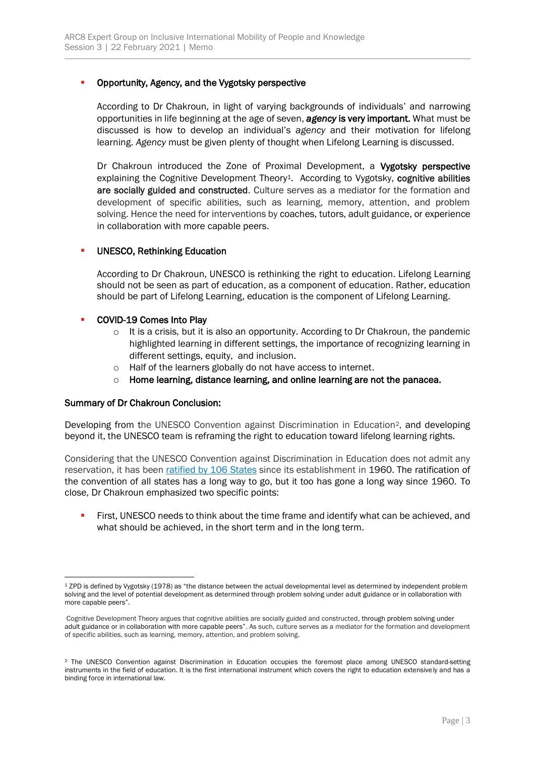- **Opportunity, Agency, and the Vygotsky perspective**

  According to Dr Chakroun, in light of varying backgrounds of individuals' and narrowing opportunities in life beginning at the age of seven, ***agency* is very important.** What must be discussed is how to develop an individual's *agency* and their motivation for lifelong learning. *Agency* must be given plenty of thought when Lifelong Learning is discussed.

  Dr Chakroun introduced the Zone of Proximal Development, a **Vygotsky perspective** explaining the Cognitive Development Theory[1]. According to Vygotsky, **cognitive abilities are socially guided and constructed**. Culture serves as a mediator for the formation and development of specific abilities, such as learning, memory, attention, and problem solving. Hence the need for interventions by coaches, tutors, adult guidance, or experience in collaboration with more capable peers.

- **UNESCO, Rethinking Education**

  According to Dr Chakroun, UNESCO is rethinking the right to education. Lifelong Learning should not be seen as part of education, as a component of education. Rather, education should be part of Lifelong Learning, education is the component of Lifelong Learning.

- **COVID-19 Comes Into Play**
  - It is a crisis, but it is also an opportunity. According to Dr Chakroun, the pandemic highlighted learning in different settings, the importance of recognizing learning in different settings, equity, and inclusion.
  - Half of the learners globally do not have access to internet.
  - **Home learning, distance learning, and online learning are not the panacea.**

**Summary of Dr Chakroun Conclusion:**

Developing from the UNESCO Convention against Discrimination in Education[2], and developing beyond it, the UNESCO team is reframing the right to education toward lifelong learning rights.

Considering that the UNESCO Convention against Discrimination in Education does not admit any reservation, it has been ratified by 106 States since its establishment in 1960. The ratification of the convention of all states has a long way to go, but it too has gone a long way since 1960. To close, Dr Chakroun emphasized two specific points:

- First, UNESCO needs to think about the time frame and identify what can be achieved, and what should be achieved, in the short term and in the long term.

---

[1] ZPD is defined by Vygotsky (1978) as "the distance between the actual developmental level as determined by independent problem solving and the level of potential development as determined through problem solving under adult guidance or in collaboration with more capable peers".

Cognitive Development Theory argues that cognitive abilities are socially guided and constructed, through problem solving under adult guidance or in collaboration with more capable peers". As such, culture serves as a mediator for the formation and development of specific abilities, such as learning, memory, attention, and problem solving.

[2] The UNESCO Convention against Discrimination in Education occupies the foremost place among UNESCO standard-setting instruments in the field of education. It is the first international instrument which covers the right to education extensively and has a binding force in international law.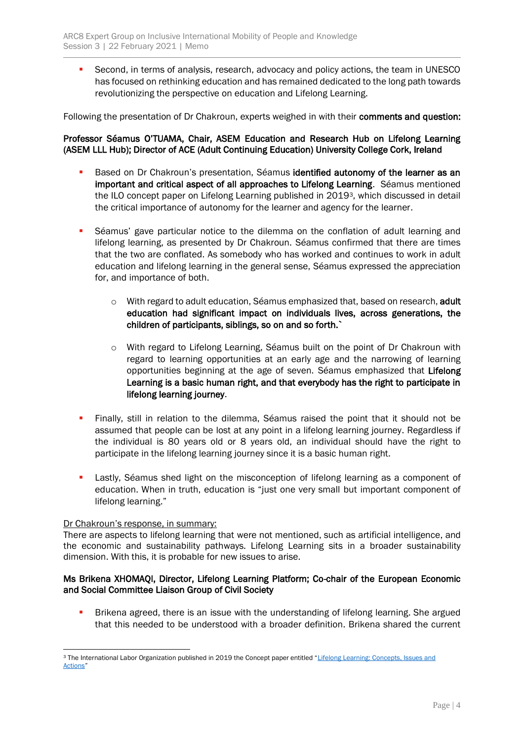- Second, in terms of analysis, research, advocacy and policy actions, the team in UNESCO has focused on rethinking education and has remained dedicated to the long path towards revolutionizing the perspective on education and Lifelong Learning.

Following the presentation of Dr Chakroun, experts weighed in with their **comments and question:**

**Professor Séamus O'TUAMA, Chair, ASEM Education and Research Hub on Lifelong Learning (ASEM LLL Hub); Director of ACE (Adult Continuing Education) University College Cork, Ireland**

- Based on Dr Chakroun's presentation, Séamus **identified autonomy of the learner as an important and critical aspect of all approaches to Lifelong Learning**. Séamus mentioned the ILO concept paper on Lifelong Learning published in 2019[3], which discussed in detail the critical importance of autonomy for the learner and agency for the learner.

- Séamus' gave particular notice to the dilemma on the conflation of adult learning and lifelong learning, as presented by Dr Chakroun. Séamus confirmed that there are times that the two are conflated. As somebody who has worked and continues to work in adult education and lifelong learning in the general sense, Séamus expressed the appreciation for, and importance of both.

  - With regard to adult education, Séamus emphasized that, based on research, **adult education had significant impact on individuals lives, across generations, the children of participants, siblings, so on and so forth.`**

  - With regard to Lifelong Learning, Séamus built on the point of Dr Chakroun with regard to learning opportunities at an early age and the narrowing of learning opportunities beginning at the age of seven. Séamus emphasized that **Lifelong Learning is a basic human right, and that everybody has the right to participate in lifelong learning journey**.

- Finally, still in relation to the dilemma, Séamus raised the point that it should not be assumed that people can be lost at any point in a lifelong learning journey. Regardless if the individual is 80 years old or 8 years old, an individual should have the right to participate in the lifelong learning journey since it is a basic human right.

- Lastly, Séamus shed light on the misconception of lifelong learning as a component of education. When in truth, education is "just one very small but important component of lifelong learning."

Dr Chakroun's response, in summary:
There are aspects to lifelong learning that were not mentioned, such as artificial intelligence, and the economic and sustainability pathways. Lifelong Learning sits in a broader sustainability dimension. With this, it is probable for new issues to arise.

**Ms Brikena XHOMAQI, Director, Lifelong Learning Platform; Co-chair of the European Economic and Social Committee Liaison Group of Civil Society**

- Brikena agreed, there is an issue with the understanding of lifelong learning. She argued that this needed to be understood with a broader definition. Brikena shared the current

[3] The International Labor Organization published in 2019 the Concept paper entitled "Lifelong Learning: Concepts, Issues and Actions"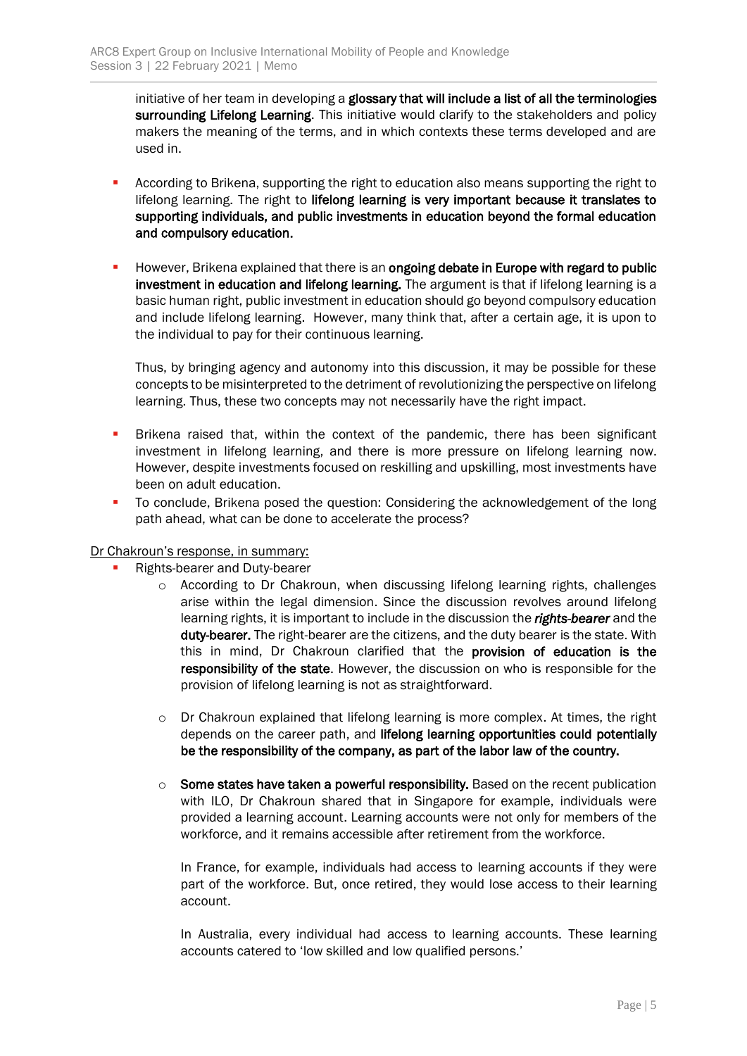initiative of her team in developing a **glossary that will include a list of all the terminologies surrounding Lifelong Learning**. This initiative would clarify to the stakeholders and policy makers the meaning of the terms, and in which contexts these terms developed and are used in.

- According to Brikena, supporting the right to education also means supporting the right to lifelong learning. The right to **lifelong learning is very important because it translates to supporting individuals, and public investments in education beyond the formal education and compulsory education.**

- However, Brikena explained that there is an **ongoing debate in Europe with regard to public investment in education and lifelong learning.** The argument is that if lifelong learning is a basic human right, public investment in education should go beyond compulsory education and include lifelong learning. However, many think that, after a certain age, it is upon to the individual to pay for their continuous learning.

  Thus, by bringing agency and autonomy into this discussion, it may be possible for these concepts to be misinterpreted to the detriment of revolutionizing the perspective on lifelong learning. Thus, these two concepts may not necessarily have the right impact.

- Brikena raised that, within the context of the pandemic, there has been significant investment in lifelong learning, and there is more pressure on lifelong learning now. However, despite investments focused on reskilling and upskilling, most investments have been on adult education.
- To conclude, Brikena posed the question: Considering the acknowledgement of the long path ahead, what can be done to accelerate the process?

Dr Chakroun's response, in summary:

- Rights-bearer and Duty-bearer
  - According to Dr Chakroun, when discussing lifelong learning rights, challenges arise within the legal dimension. Since the discussion revolves around lifelong learning rights, it is important to include in the discussion the ***rights-bearer*** and the **duty-bearer.** The right-bearer are the citizens, and the duty bearer is the state. With this in mind, Dr Chakroun clarified that the **provision of education is the responsibility of the state**. However, the discussion on who is responsible for the provision of lifelong learning is not as straightforward.

  - Dr Chakroun explained that lifelong learning is more complex. At times, the right depends on the career path, and **lifelong learning opportunities could potentially be the responsibility of the company, as part of the labor law of the country.**

  - **Some states have taken a powerful responsibility.** Based on the recent publication with ILO, Dr Chakroun shared that in Singapore for example, individuals were provided a learning account. Learning accounts were not only for members of the workforce, and it remains accessible after retirement from the workforce.

    In France, for example, individuals had access to learning accounts if they were part of the workforce. But, once retired, they would lose access to their learning account.

    In Australia, every individual had access to learning accounts. These learning accounts catered to 'low skilled and low qualified persons.'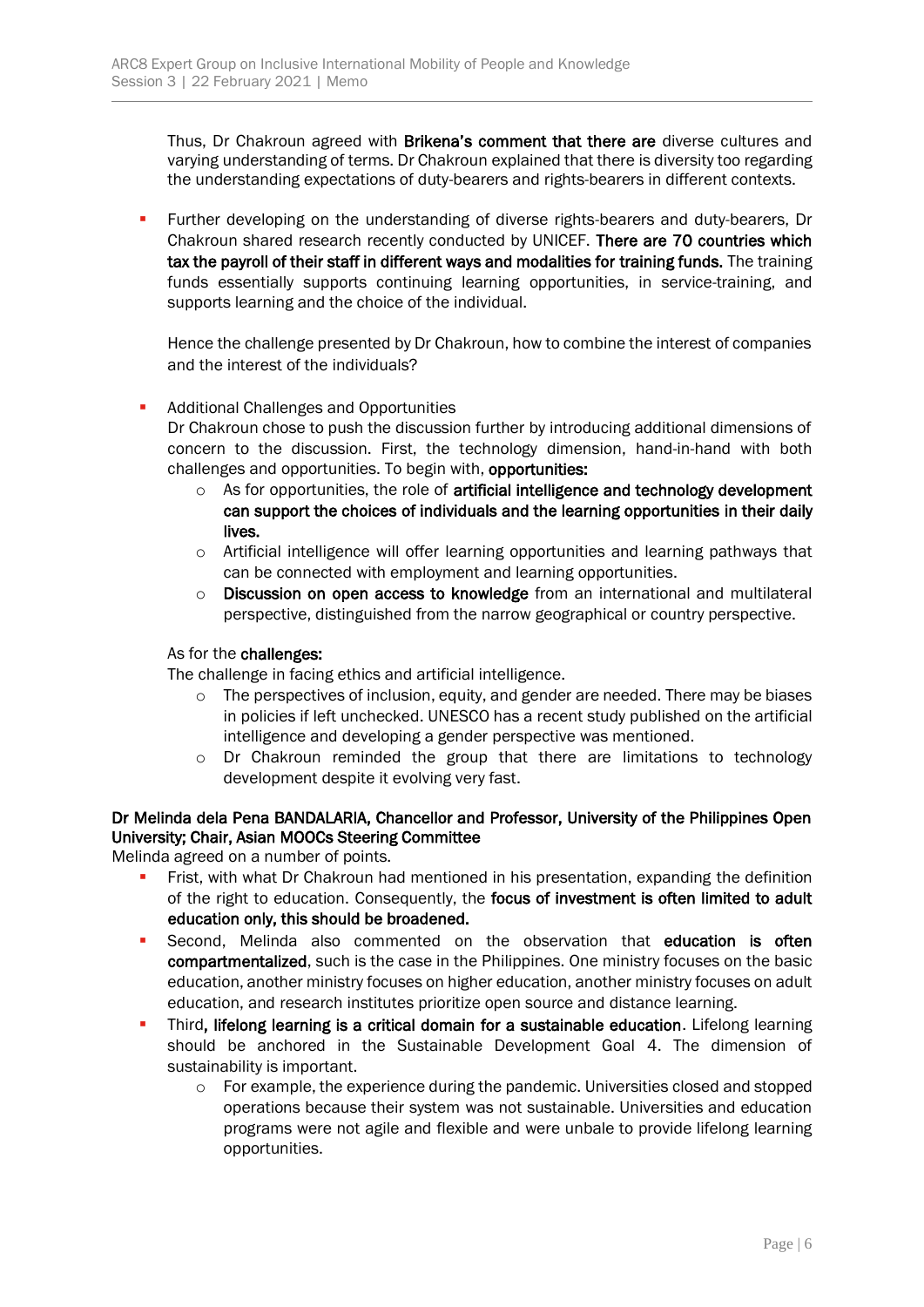Thus, Dr Chakroun agreed with **Brikena's comment that there are** diverse cultures and varying understanding of terms. Dr Chakroun explained that there is diversity too regarding the understanding expectations of duty-bearers and rights-bearers in different contexts.

- Further developing on the understanding of diverse rights-bearers and duty-bearers, Dr Chakroun shared research recently conducted by UNICEF. **There are 70 countries which tax the payroll of their staff in different ways and modalities for training funds.** The training funds essentially supports continuing learning opportunities, in service-training, and supports learning and the choice of the individual.

  Hence the challenge presented by Dr Chakroun, how to combine the interest of companies and the interest of the individuals?

- Additional Challenges and Opportunities
  Dr Chakroun chose to push the discussion further by introducing additional dimensions of concern to the discussion. First, the technology dimension, hand-in-hand with both challenges and opportunities. To begin with, **opportunities:**
  - As for opportunities, the role of **artificial intelligence and technology development can support the choices of individuals and the learning opportunities in their daily lives.**
  - Artificial intelligence will offer learning opportunities and learning pathways that can be connected with employment and learning opportunities.
  - **Discussion on open access to knowledge** from an international and multilateral perspective, distinguished from the narrow geographical or country perspective.

  As for the **challenges:**
  The challenge in facing ethics and artificial intelligence.
  - The perspectives of inclusion, equity, and gender are needed. There may be biases in policies if left unchecked. UNESCO has a recent study published on the artificial intelligence and developing a gender perspective was mentioned.
  - Dr Chakroun reminded the group that there are limitations to technology development despite it evolving very fast.

**Dr Melinda dela Pena BANDALARIA, Chancellor and Professor, University of the Philippines Open University; Chair, Asian MOOCs Steering Committee**
Melinda agreed on a number of points.

- Frist, with what Dr Chakroun had mentioned in his presentation, expanding the definition of the right to education. Consequently, the **focus of investment is often limited to adult education only, this should be broadened.**
- Second, Melinda also commented on the observation that **education is often compartmentalized**, such is the case in the Philippines. One ministry focuses on the basic education, another ministry focuses on higher education, another ministry focuses on adult education, and research institutes prioritize open source and distance learning.
- Third**, lifelong learning is a critical domain for a sustainable education**. Lifelong learning should be anchored in the Sustainable Development Goal 4. The dimension of sustainability is important.
  - For example, the experience during the pandemic. Universities closed and stopped operations because their system was not sustainable. Universities and education programs were not agile and flexible and were unbale to provide lifelong learning opportunities.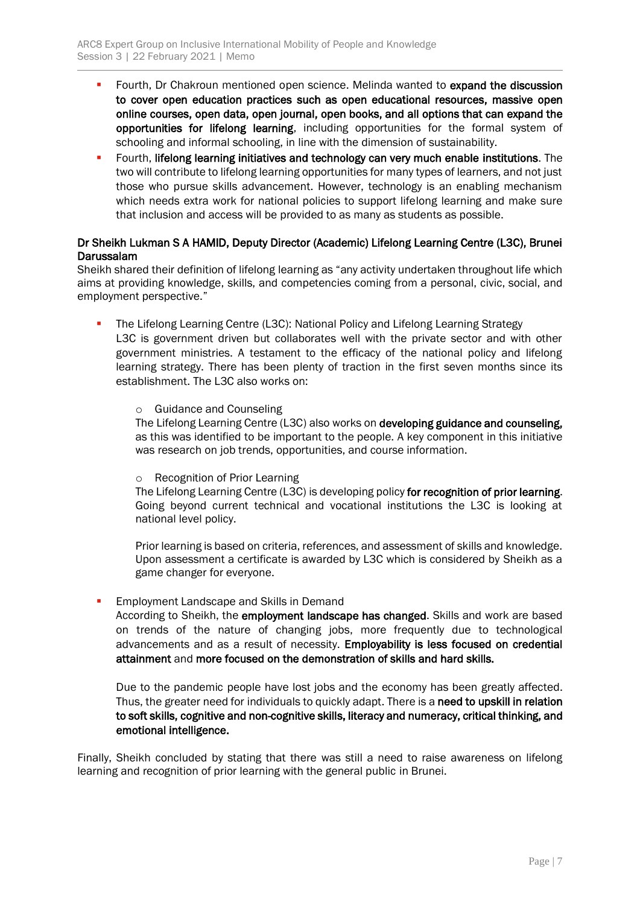- Fourth, Dr Chakroun mentioned open science. Melinda wanted to **expand the discussion to cover open education practices such as open educational resources, massive open online courses, open data, open journal, open books, and all options that can expand the opportunities for lifelong learning**, including opportunities for the formal system of schooling and informal schooling, in line with the dimension of sustainability.
- Fourth, **lifelong learning initiatives and technology can very much enable institutions**. The two will contribute to lifelong learning opportunities for many types of learners, and not just those who pursue skills advancement. However, technology is an enabling mechanism which needs extra work for national policies to support lifelong learning and make sure that inclusion and access will be provided to as many as students as possible.

**Dr Sheikh Lukman S A HAMID, Deputy Director (Academic) Lifelong Learning Centre (L3C), Brunei Darussalam**

Sheikh shared their definition of lifelong learning as "any activity undertaken throughout life which aims at providing knowledge, skills, and competencies coming from a personal, civic, social, and employment perspective."

- The Lifelong Learning Centre (L3C): National Policy and Lifelong Learning Strategy
  L3C is government driven but collaborates well with the private sector and with other government ministries. A testament to the efficacy of the national policy and lifelong learning strategy. There has been plenty of traction in the first seven months since its establishment. The L3C also works on:

  - Guidance and Counseling
    The Lifelong Learning Centre (L3C) also works on **developing guidance and counseling,** as this was identified to be important to the people. A key component in this initiative was research on job trends, opportunities, and course information.

  - Recognition of Prior Learning
    The Lifelong Learning Centre (L3C) is developing policy **for recognition of prior learning**. Going beyond current technical and vocational institutions the L3C is looking at national level policy.

    Prior learning is based on criteria, references, and assessment of skills and knowledge. Upon assessment a certificate is awarded by L3C which is considered by Sheikh as a game changer for everyone.

- Employment Landscape and Skills in Demand
  According to Sheikh, the **employment landscape has changed**. Skills and work are based on trends of the nature of changing jobs, more frequently due to technological advancements and as a result of necessity. **Employability is less focused on credential attainment** and **more focused on the demonstration of skills and hard skills.**

  Due to the pandemic people have lost jobs and the economy has been greatly affected. Thus, the greater need for individuals to quickly adapt. There is a **need to upskill in relation to soft skills, cognitive and non-cognitive skills, literacy and numeracy, critical thinking, and emotional intelligence.**

Finally, Sheikh concluded by stating that there was still a need to raise awareness on lifelong learning and recognition of prior learning with the general public in Brunei.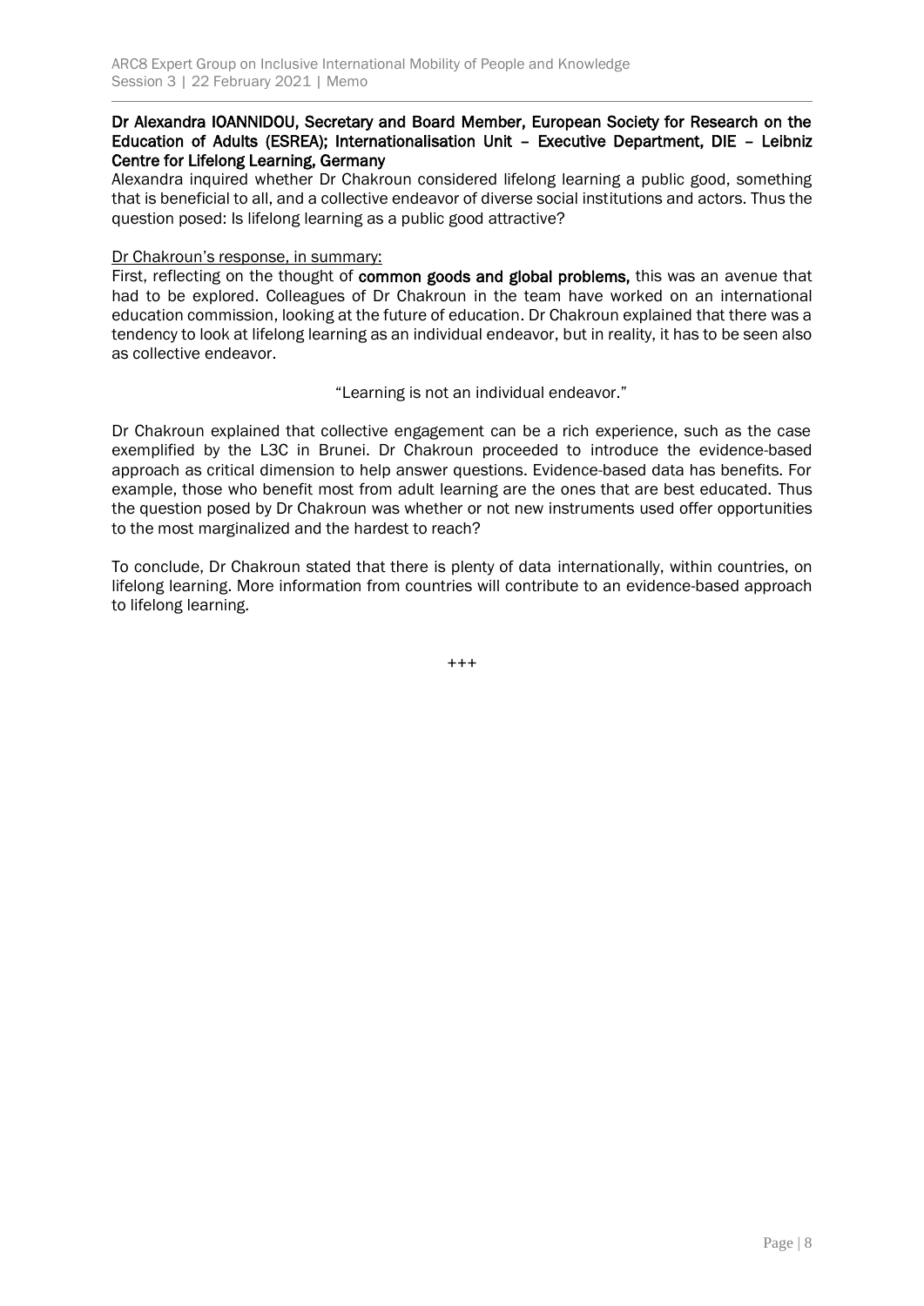**Dr Alexandra IOANNIDOU, Secretary and Board Member, European Society for Research on the Education of Adults (ESREA); Internationalisation Unit – Executive Department, DIE – Leibniz Centre for Lifelong Learning, Germany**

Alexandra inquired whether Dr Chakroun considered lifelong learning a public good, something that is beneficial to all, and a collective endeavor of diverse social institutions and actors. Thus the question posed: Is lifelong learning as a public good attractive?

Dr Chakroun's response, in summary:

First, reflecting on the thought of **common goods and global problems,** this was an avenue that had to be explored. Colleagues of Dr Chakroun in the team have worked on an international education commission, looking at the future of education. Dr Chakroun explained that there was a tendency to look at lifelong learning as an individual endeavor, but in reality, it has to be seen also as collective endeavor.

"Learning is not an individual endeavor."

Dr Chakroun explained that collective engagement can be a rich experience, such as the case exemplified by the L3C in Brunei. Dr Chakroun proceeded to introduce the evidence-based approach as critical dimension to help answer questions. Evidence-based data has benefits. For example, those who benefit most from adult learning are the ones that are best educated. Thus the question posed by Dr Chakroun was whether or not new instruments used offer opportunities to the most marginalized and the hardest to reach?

To conclude, Dr Chakroun stated that there is plenty of data internationally, within countries, on lifelong learning. More information from countries will contribute to an evidence-based approach to lifelong learning.

+++